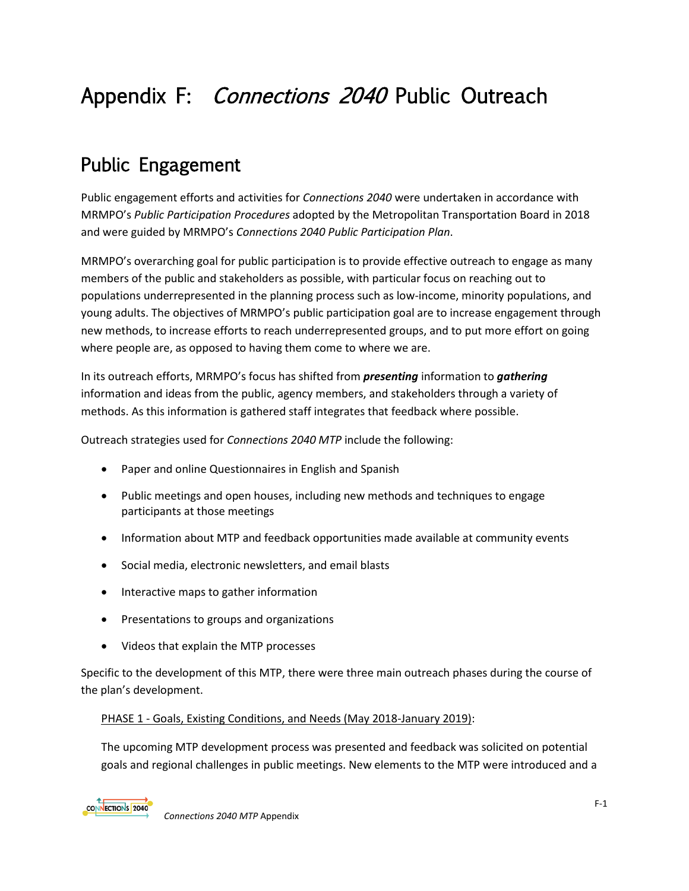# Appendix F: *Connections 2040* Public Outreach

## Public Engagement

Public engagement efforts and activities for *Connections 2040* were undertaken in accordance with MRMPO's *Public Participation Procedures* adopted by the Metropolitan Transportation Board in 2018 and were guided by MRMPO's *Connections 2040 Public Participation Plan*.

MRMPO's overarching goal for public participation is to provide effective outreach to engage as many members of the public and stakeholders as possible, with particular focus on reaching out to populations underrepresented in the planning process such as low-income, minority populations, and young adults. The objectives of MRMPO's public participation goal are to increase engagement through new methods, to increase efforts to reach underrepresented groups, and to put more effort on going where people are, as opposed to having them come to where we are.

In its outreach efforts, MRMPO's focus has shifted from ***presenting*** information to ***gathering*** information and ideas from the public, agency members, and stakeholders through a variety of methods. As this information is gathered staff integrates that feedback where possible.

Outreach strategies used for *Connections 2040 MTP* include the following:

- Paper and online Questionnaires in English and Spanish
- Public meetings and open houses, including new methods and techniques to engage participants at those meetings
- Information about MTP and feedback opportunities made available at community events
- Social media, electronic newsletters, and email blasts
- Interactive maps to gather information
- Presentations to groups and organizations
- Videos that explain the MTP processes

Specific to the development of this MTP, there were three main outreach phases during the course of the plan's development.

PHASE 1 - Goals, Existing Conditions, and Needs (May 2018-January 2019):

The upcoming MTP development process was presented and feedback was solicited on potential goals and regional challenges in public meetings. New elements to the MTP were introduced and a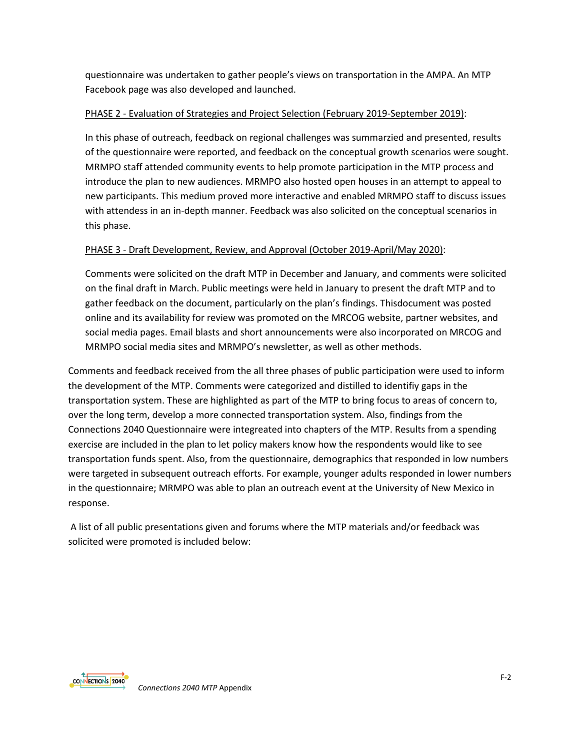questionnaire was undertaken to gather people's views on transportation in the AMPA. An MTP Facebook page was also developed and launched.

<u>PHASE 2 - Evaluation of Strategies and Project Selection (February 2019-September 2019)</u>:

In this phase of outreach, feedback on regional challenges was summarzied and presented, results of the questionnaire were reported, and feedback on the conceptual growth scenarios were sought. MRMPO staff attended community events to help promote participation in the MTP process and introduce the plan to new audiences. MRMPO also hosted open houses in an attempt to appeal to new participants. This medium proved more interactive and enabled MRMPO staff to discuss issues with attendess in an in-depth manner. Feedback was also solicited on the conceptual scenarios in this phase.

<u>PHASE 3 - Draft Development, Review, and Approval (October 2019-April/May 2020)</u>:

Comments were solicited on the draft MTP in December and January, and comments were solicited on the final draft in March. Public meetings were held in January to present the draft MTP and to gather feedback on the document, particularly on the plan's findings. Thisdocument was posted online and its availability for review was promoted on the MRCOG website, partner websites, and social media pages. Email blasts and short announcements were also incorporated on MRCOG and MRMPO social media sites and MRMPO's newsletter, as well as other methods.

Comments and feedback received from the all three phases of public participation were used to inform the development of the MTP. Comments were categorized and distilled to identifiy gaps in the transportation system. These are highlighted as part of the MTP to bring focus to areas of concern to, over the long term, develop a more connected transportation system. Also, findings from the Connections 2040 Questionnaire were integreated into chapters of the MTP. Results from a spending exercise are included in the plan to let policy makers know how the respondents would like to see transportation funds spent. Also, from the questionnaire, demographics that responded in low numbers were targeted in subsequent outreach efforts. For example, younger adults responded in lower numbers in the questionnaire; MRMPO was able to plan an outreach event at the University of New Mexico in response.

A list of all public presentations given and forums where the MTP materials and/or feedback was solicited were promoted is included below: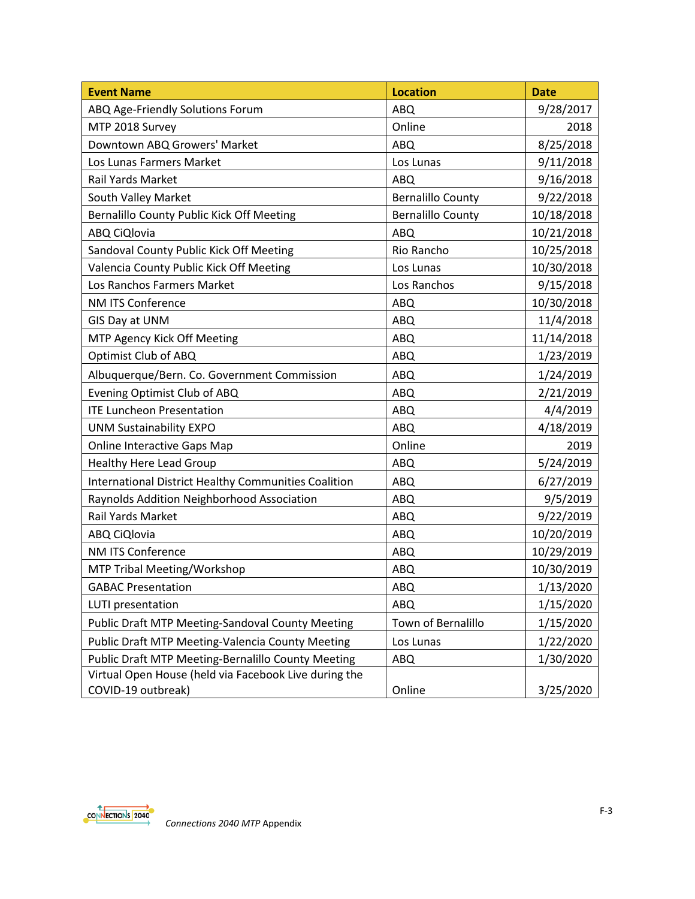| Event Name | Location | Date |
| --- | --- | --- |
| ABQ Age-Friendly Solutions Forum | ABQ | 9/28/2017 |
| MTP 2018 Survey | Online | 2018 |
| Downtown ABQ Growers' Market | ABQ | 8/25/2018 |
| Los Lunas Farmers Market | Los Lunas | 9/11/2018 |
| Rail Yards Market | ABQ | 9/16/2018 |
| South Valley Market | Bernalillo County | 9/22/2018 |
| Bernalillo County Public Kick Off Meeting | Bernalillo County | 10/18/2018 |
| ABQ CiQlovia | ABQ | 10/21/2018 |
| Sandoval County Public Kick Off Meeting | Rio Rancho | 10/25/2018 |
| Valencia County Public Kick Off Meeting | Los Lunas | 10/30/2018 |
| Los Ranchos Farmers Market | Los Ranchos | 9/15/2018 |
| NM ITS Conference | ABQ | 10/30/2018 |
| GIS Day at UNM | ABQ | 11/4/2018 |
| MTP Agency Kick Off Meeting | ABQ | 11/14/2018 |
| Optimist Club of ABQ | ABQ | 1/23/2019 |
| Albuquerque/Bern. Co. Government Commission | ABQ | 1/24/2019 |
| Evening Optimist Club of ABQ | ABQ | 2/21/2019 |
| ITE Luncheon Presentation | ABQ | 4/4/2019 |
| UNM Sustainability EXPO | ABQ | 4/18/2019 |
| Online Interactive Gaps Map | Online | 2019 |
| Healthy Here Lead Group | ABQ | 5/24/2019 |
| International District Healthy Communities Coalition | ABQ | 6/27/2019 |
| Raynolds Addition Neighborhood Association | ABQ | 9/5/2019 |
| Rail Yards Market | ABQ | 9/22/2019 |
| ABQ CiQlovia | ABQ | 10/20/2019 |
| NM ITS Conference | ABQ | 10/29/2019 |
| MTP Tribal Meeting/Workshop | ABQ | 10/30/2019 |
| GABAC Presentation | ABQ | 1/13/2020 |
| LUTI presentation | ABQ | 1/15/2020 |
| Public Draft MTP Meeting-Sandoval County Meeting | Town of Bernalillo | 1/15/2020 |
| Public Draft MTP Meeting-Valencia County Meeting | Los Lunas | 1/22/2020 |
| Public Draft MTP Meeting-Bernalillo County Meeting | ABQ | 1/30/2020 |
| Virtual Open House (held via Facebook Live during the COVID-19 outbreak) | Online | 3/25/2020 |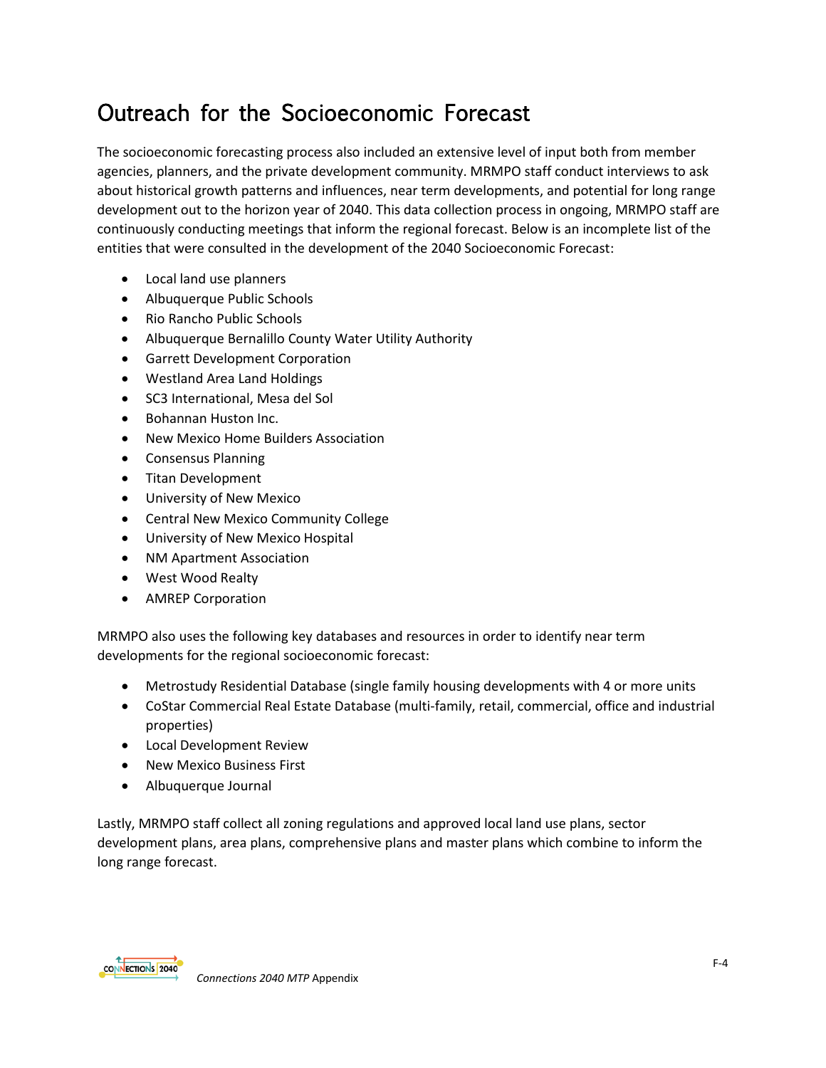# Outreach for the Socioeconomic Forecast

The socioeconomic forecasting process also included an extensive level of input both from member agencies, planners, and the private development community. MRMPO staff conduct interviews to ask about historical growth patterns and influences, near term developments, and potential for long range development out to the horizon year of 2040. This data collection process in ongoing, MRMPO staff are continuously conducting meetings that inform the regional forecast. Below is an incomplete list of the entities that were consulted in the development of the 2040 Socioeconomic Forecast:

- Local land use planners
- Albuquerque Public Schools
- Rio Rancho Public Schools
- Albuquerque Bernalillo County Water Utility Authority
- Garrett Development Corporation
- Westland Area Land Holdings
- SC3 International, Mesa del Sol
- Bohannan Huston Inc.
- New Mexico Home Builders Association
- Consensus Planning
- Titan Development
- University of New Mexico
- Central New Mexico Community College
- University of New Mexico Hospital
- NM Apartment Association
- West Wood Realty
- AMREP Corporation

MRMPO also uses the following key databases and resources in order to identify near term developments for the regional socioeconomic forecast:

- Metrostudy Residential Database (single family housing developments with 4 or more units
- CoStar Commercial Real Estate Database (multi-family, retail, commercial, office and industrial properties)
- Local Development Review
- New Mexico Business First
- Albuquerque Journal

Lastly, MRMPO staff collect all zoning regulations and approved local land use plans, sector development plans, area plans, comprehensive plans and master plans which combine to inform the long range forecast.